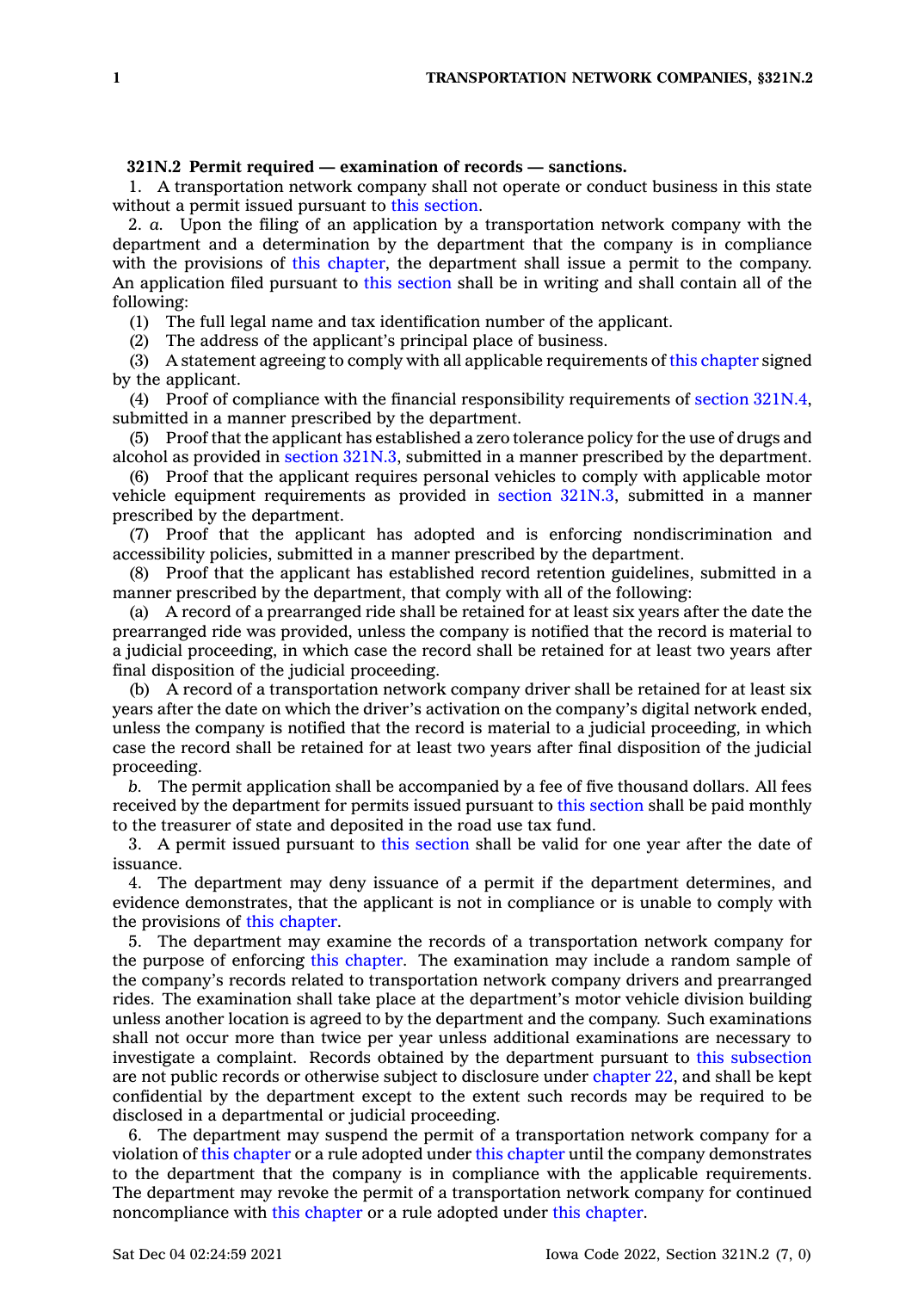**321N.2 Permit required — examination of records — sanctions.**

1. A transportation network company shall not operate or conduct business in this state without a permit issued pursuant to this section.

2. *a.* Upon the filing of an application by a transportation network company with the department and a determination by the department that the company is in compliance with the provisions of this chapter, the department shall issue a permit to the company. An application filed pursuant to this section shall be in writing and shall contain all of the following:

(1) The full legal name and tax identification number of the applicant.

(2) The address of the applicant's principal place of business.

(3) A statement agreeing to comply with all applicable requirements of this chapter signed by the applicant.

(4) Proof of compliance with the financial responsibility requirements of section 321N.4, submitted in a manner prescribed by the department.

(5) Proof that the applicant has established a zero tolerance policy for the use of drugs and alcohol as provided in section 321N.3, submitted in a manner prescribed by the department.

(6) Proof that the applicant requires personal vehicles to comply with applicable motor vehicle equipment requirements as provided in section 321N.3, submitted in a manner prescribed by the department.

(7) Proof that the applicant has adopted and is enforcing nondiscrimination and accessibility policies, submitted in a manner prescribed by the department.

(8) Proof that the applicant has established record retention guidelines, submitted in a manner prescribed by the department, that comply with all of the following:

(a) A record of a prearranged ride shall be retained for at least six years after the date the prearranged ride was provided, unless the company is notified that the record is material to a judicial proceeding, in which case the record shall be retained for at least two years after final disposition of the judicial proceeding.

(b) A record of a transportation network company driver shall be retained for at least six years after the date on which the driver's activation on the company's digital network ended, unless the company is notified that the record is material to a judicial proceeding, in which case the record shall be retained for at least two years after final disposition of the judicial proceeding.

*b.* The permit application shall be accompanied by a fee of five thousand dollars. All fees received by the department for permits issued pursuant to this section shall be paid monthly to the treasurer of state and deposited in the road use tax fund.

3. A permit issued pursuant to this section shall be valid for one year after the date of issuance.

4. The department may deny issuance of a permit if the department determines, and evidence demonstrates, that the applicant is not in compliance or is unable to comply with the provisions of this chapter.

5. The department may examine the records of a transportation network company for the purpose of enforcing this chapter. The examination may include a random sample of the company's records related to transportation network company drivers and prearranged rides. The examination shall take place at the department's motor vehicle division building unless another location is agreed to by the department and the company. Such examinations shall not occur more than twice per year unless additional examinations are necessary to investigate a complaint. Records obtained by the department pursuant to this subsection are not public records or otherwise subject to disclosure under chapter 22, and shall be kept confidential by the department except to the extent such records may be required to be disclosed in a departmental or judicial proceeding.

6. The department may suspend the permit of a transportation network company for a violation of this chapter or a rule adopted under this chapter until the company demonstrates to the department that the company is in compliance with the applicable requirements. The department may revoke the permit of a transportation network company for continued noncompliance with this chapter or a rule adopted under this chapter.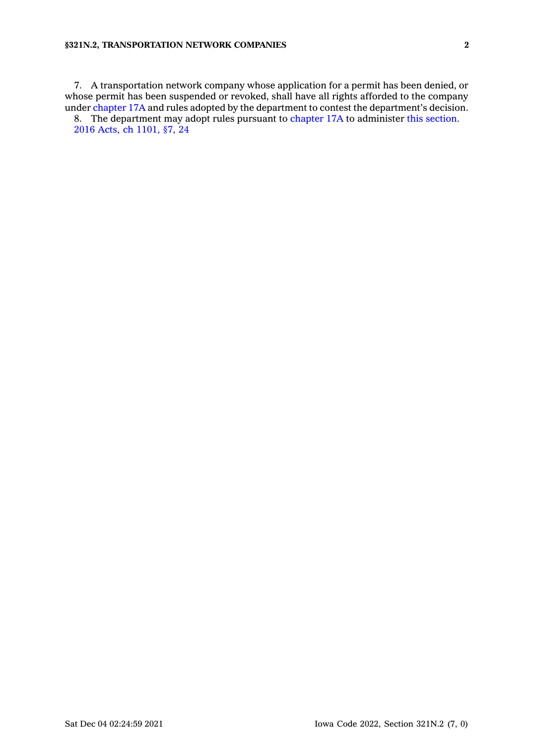7. A transportation network company whose application for a permit has been denied, or whose permit has been suspended or revoked, shall have all rights afforded to the company under chapter 17A and rules adopted by the department to contest the department's decision.

8. The department may adopt rules pursuant to chapter 17A to administer this section.

2016 Acts, ch 1101, §7, 24